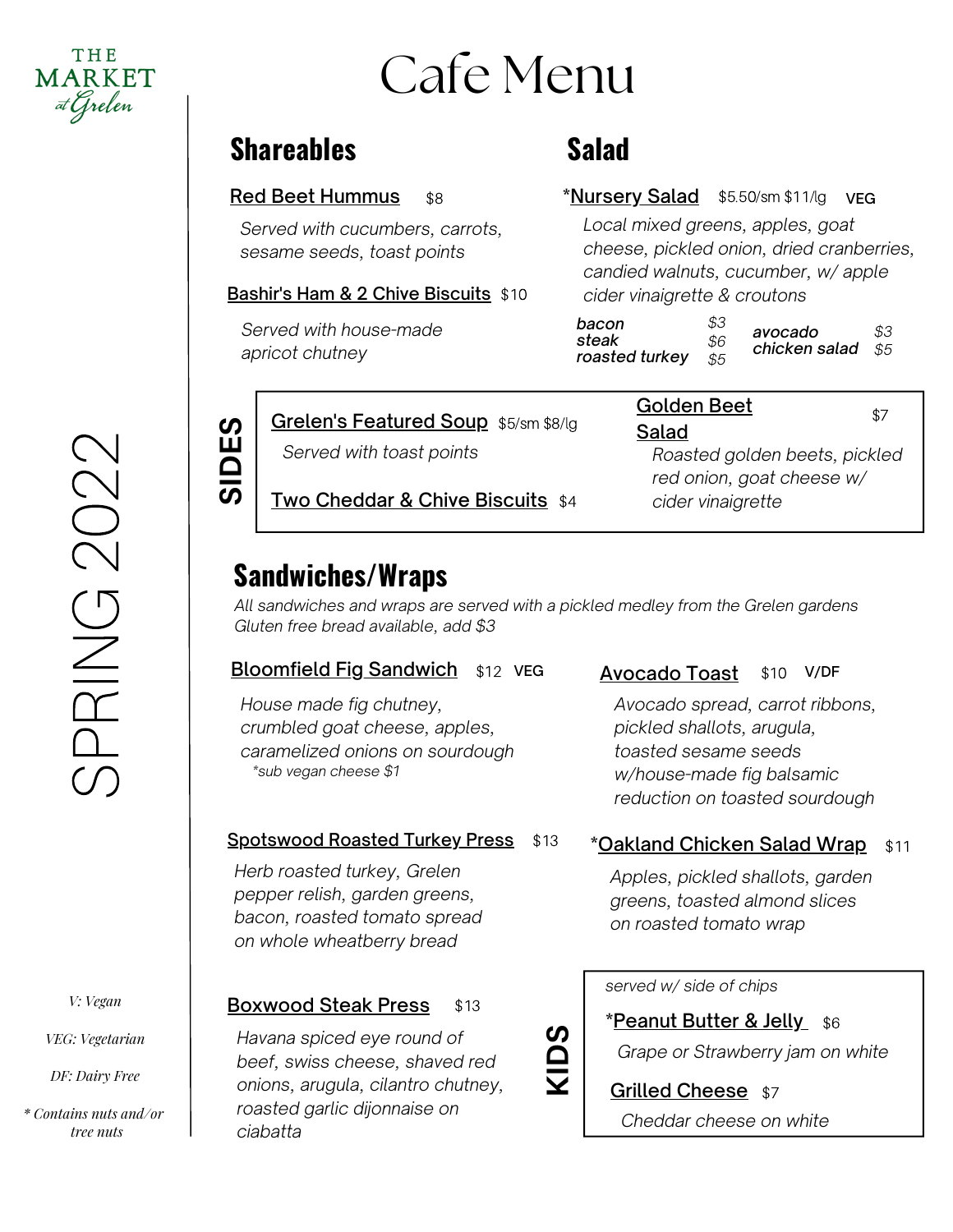THE MARKET at Grelen

# Cafe Menu

SPRING 2022

## Shareables

**Red Beet Hummus** $8

*Served with cucumbers, carrots, sesame seeds, toast points*

**Bashir's Ham & 2 Chive Biscuits** $10

*Served with house-made apricot chutney*

## Salad

***Nursery Salad** $5.50/sm $11/lg VEG

*Local mixed greens, apples, goat cheese, pickled onion, dried cranberries, candied walnuts, cucumber, w/ apple cider vinaigrette & croutons*

| | | | |
|---|---|---|---|
| *bacon* | *$3* | *avocado* | *$3* |
| *steak* | *$6* | *chicken salad* | *$5* |
| *roasted turkey* | *$5* | | |

## SIDES

**Grelen's Featured Soup** $5/sm $8/lg

*Served with toast points*

**Two Cheddar & Chive Biscuits** $4

**Golden Beet Salad** $7

*Roasted golden beets, pickled red onion, goat cheese w/ cider vinaigrette*

## Sandwiches/Wraps

*All sandwiches and wraps are served with a pickled medley from the Grelen gardens*
*Gluten free bread available, add $3*

**Bloomfield Fig Sandwich** $12 VEG

*House made fig chutney, crumbled goat cheese, apples, caramelized onions on sourdough*
*\*sub vegan cheese $1*

**Avocado Toast** $10 V/DF

*Avocado spread, carrot ribbons, pickled shallots, arugula, toasted sesame seeds w/house-made fig balsamic reduction on toasted sourdough*

**Spotswood Roasted Turkey Press** $13

*Herb roasted turkey, Grelen pepper relish, garden greens, bacon, roasted tomato spread on whole wheatberry bread*

***Oakland Chicken Salad Wrap** $11

*Apples, pickled shallots, garden greens, toasted almond slices on roasted tomato wrap*

**Boxwood Steak Press** $13

*Havana spiced eye round of beef, swiss cheese, shaved red onions, arugula, cilantro chutney, roasted garlic dijonnaise on ciabatta*

## KIDS

*served w/ side of chips*

***Peanut Butter & Jelly** $6

*Grape or Strawberry jam on white*

**Grilled Cheese** $7

*Cheddar cheese on white*

*V: Vegan*

*VEG: Vegetarian*

*DF: Dairy Free*

*\* Contains nuts and/or tree nuts*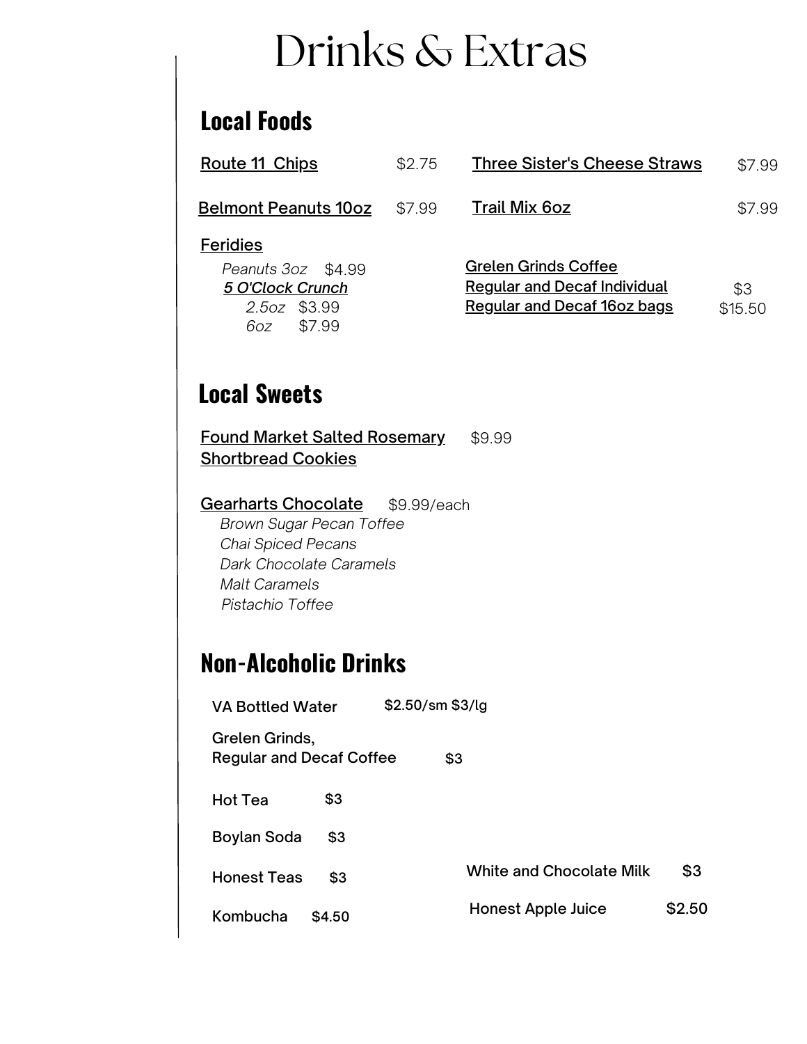# Drinks & Extras

## Local Foods

Route 11 Chips $2.75

Belmont Peanuts 10oz $7.99

Feridies

*Peanuts 3oz* $4.99

***5 O'Clock Crunch***

*2.5oz* $3.99

*6oz* $7.99

Three Sister's Cheese Straws $7.99

Trail Mix 6oz $7.99

Grelen Grinds Coffee

Regular and Decaf Individual $3

Regular and Decaf 16oz bags $15.50

## Local Sweets

Found Market Salted Rosemary Shortbread Cookies $9.99

Gearharts Chocolate $9.99/each

*Brown Sugar Pecan Toffee*

*Chai Spiced Pecans*

*Dark Chocolate Caramels*

*Malt Caramels*

*Pistachio Toffee*

## Non-Alcoholic Drinks

**VA Bottled Water** **$2.50/sm $3/lg**

**Grelen Grinds, Regular and Decaf Coffee** **$3**

**Hot Tea** **$3**

**Boylan Soda** **$3**

**Honest Teas** **$3**

**Kombucha** **$4.50**

**White and Chocolate Milk** **$3**

**Honest Apple Juice** **$2.50**